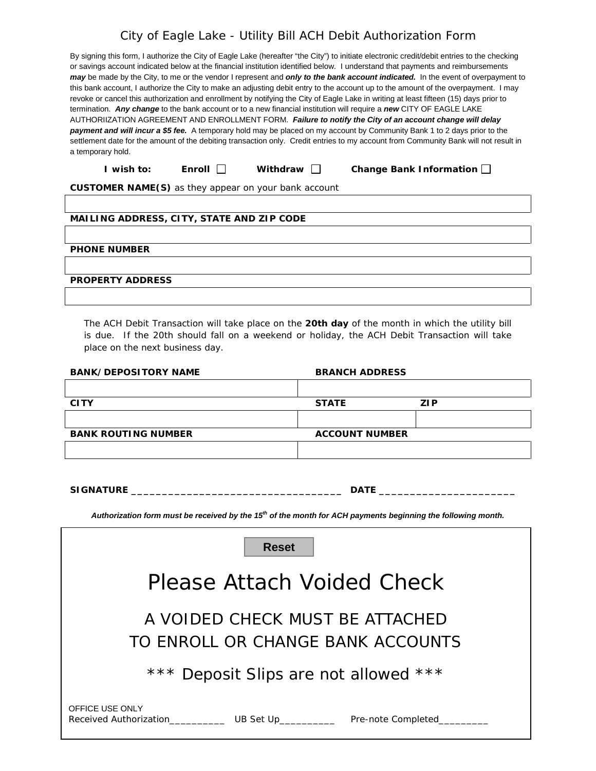# City of Eagle Lake - Utility Bill ACH Debit Authorization Form

By signing this form, I authorize the City of Eagle Lake (hereafter "the City") to initiate electronic credit/debit entries to the checking or savings account indicated below at the financial institution identified below. I understand that payments and reimbursements ***may*** be made by the City, to me or the vendor I represent and ***only to the bank account indicated.*** In the event of overpayment to this bank account, I authorize the City to make an adjusting debit entry to the account up to the amount of the overpayment. I may revoke or cancel this authorization and enrollment by notifying the City of Eagle Lake in writing at least fifteen (15) days prior to termination. ***Any change*** to the bank account or to a new financial institution will require a ***new*** CITY OF EAGLE LAKE AUTHORIIZATION AGREEMENT AND ENROLLMENT FORM. ***Failure to notify the City of an account change will delay payment and will incur a $5 fee.*** A temporary hold may be placed on my account by Community Bank 1 to 2 days prior to the settlement date for the amount of the debiting transaction only. Credit entries to my account from Community Bank will not result in a temporary hold.

**I wish to:** **Enroll** ☐ **Withdraw** ☐ **Change Bank Information** ☐

**CUSTOMER NAME(S)** as they appear on your bank account

| |
|---|
| |

**MAILING ADDRESS, CITY, STATE AND ZIP CODE**

| |
|---|
| |

**PHONE NUMBER**

| |
|---|
| |

**PROPERTY ADDRESS**

| |
|---|
| |

The ACH Debit Transaction will take place on the **20th day** of the month in which the utility bill is due. If the 20th should fall on a weekend or holiday, the ACH Debit Transaction will take place on the next business day.

| BANK/DEPOSITORY NAME | BRANCH ADDRESS | |
|---|---|---|
| | | |
| **CITY** | **STATE** | **ZIP** |
| | | |
| **BANK ROUTING NUMBER** | **ACCOUNT NUMBER** | |
| | | |

**SIGNATURE** ___________________________________ **DATE** ______________________

***Authorization form must be received by the 15th of the month for ACH payments beginning the following month.***

Reset

# Please Attach Voided Check

## A VOIDED CHECK MUST BE ATTACHED TO ENROLL OR CHANGE BANK ACCOUNTS

## *** Deposit Slips are not allowed ***

OFFICE USE ONLY

Received Authorization__________ UB Set Up__________ Pre-note Completed_________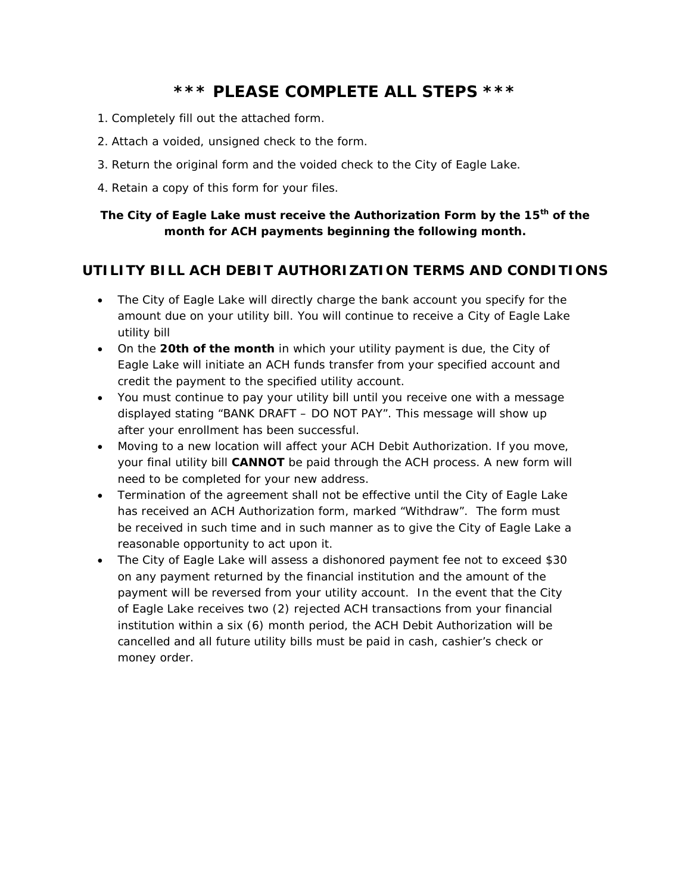# *** PLEASE COMPLETE ALL STEPS ***

1. Completely fill out the attached form.
2. Attach a voided, unsigned check to the form.
3. Return the original form and the voided check to the City of Eagle Lake.
4. Retain a copy of this form for your files.

**The City of Eagle Lake must receive the Authorization Form by the 15th of the month for ACH payments beginning the following month.**

## UTILITY BILL ACH DEBIT AUTHORIZATION TERMS AND CONDITIONS

- The City of Eagle Lake will directly charge the bank account you specify for the amount due on your utility bill. You will continue to receive a City of Eagle Lake utility bill
- On the **20th of the month** in which your utility payment is due, the City of Eagle Lake will initiate an ACH funds transfer from your specified account and credit the payment to the specified utility account.
- You must continue to pay your utility bill until you receive one with a message displayed stating "BANK DRAFT – DO NOT PAY". This message will show up after your enrollment has been successful.
- Moving to a new location will affect your ACH Debit Authorization. If you move, your final utility bill **CANNOT** be paid through the ACH process. A new form will need to be completed for your new address.
- Termination of the agreement shall not be effective until the City of Eagle Lake has received an ACH Authorization form, marked "Withdraw". The form must be received in such time and in such manner as to give the City of Eagle Lake a reasonable opportunity to act upon it.
- The City of Eagle Lake will assess a dishonored payment fee not to exceed $30 on any payment returned by the financial institution and the amount of the payment will be reversed from your utility account. In the event that the City of Eagle Lake receives two (2) rejected ACH transactions from your financial institution within a six (6) month period, the ACH Debit Authorization will be cancelled and all future utility bills must be paid in cash, cashier's check or money order.